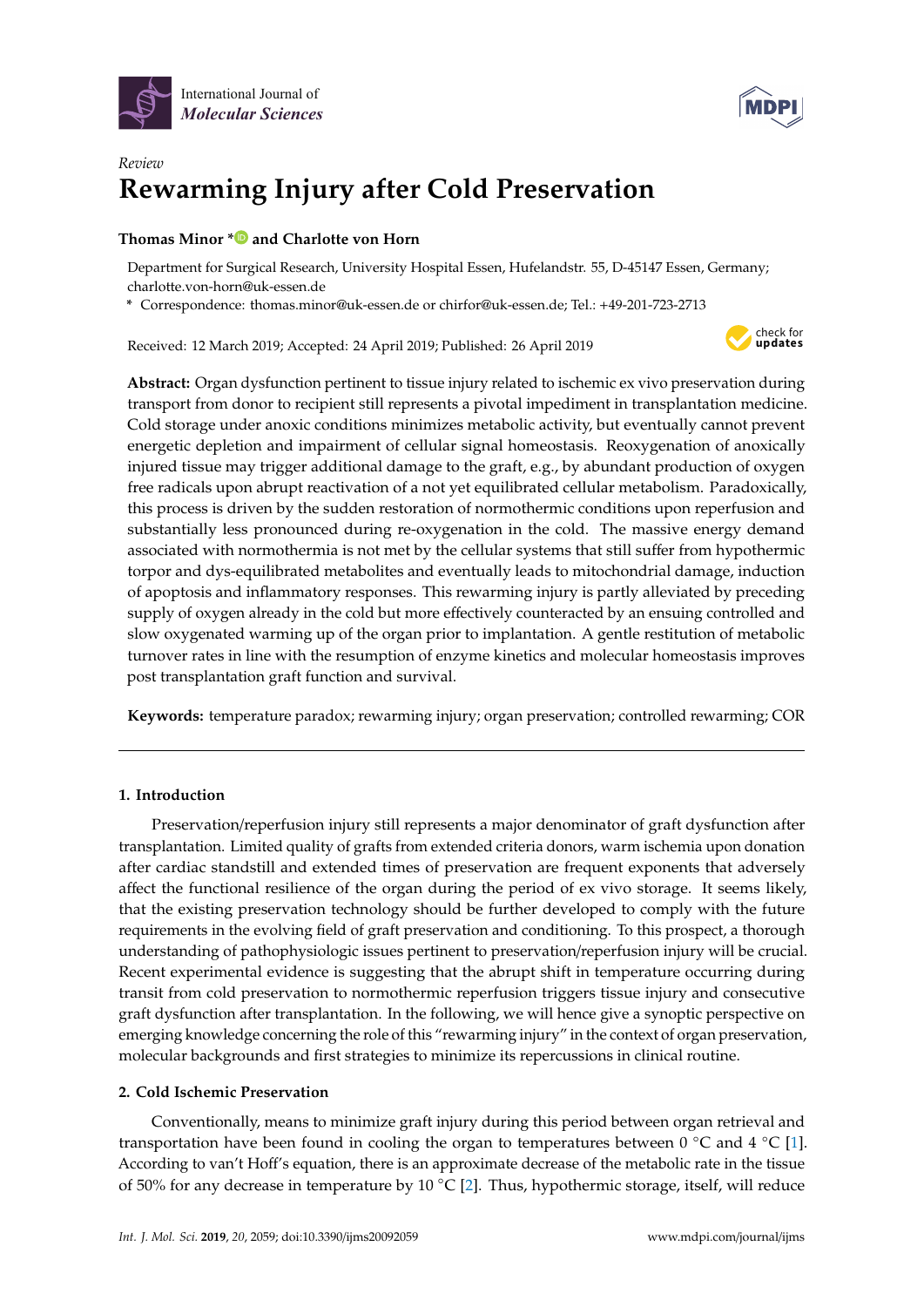*Review*

# Rewarming Injury after Cold Preservation

**Thomas Minor \* and Charlotte von Horn**

Department for Surgical Research, University Hospital Essen, Hufelandstr. 55, D-45147 Essen, Germany; charlotte.von-horn@uk-essen.de

\* Correspondence: thomas.minor@uk-essen.de or chirfor@uk-essen.de; Tel.: +49-201-723-2713

Received: 12 March 2019; Accepted: 24 April 2019; Published: 26 April 2019

**Abstract:** Organ dysfunction pertinent to tissue injury related to ischemic ex vivo preservation during transport from donor to recipient still represents a pivotal impediment in transplantation medicine. Cold storage under anoxic conditions minimizes metabolic activity, but eventually cannot prevent energetic depletion and impairment of cellular signal homeostasis. Reoxygenation of anoxically injured tissue may trigger additional damage to the graft, e.g., by abundant production of oxygen free radicals upon abrupt reactivation of a not yet equilibrated cellular metabolism. Paradoxically, this process is driven by the sudden restoration of normothermic conditions upon reperfusion and substantially less pronounced during re-oxygenation in the cold. The massive energy demand associated with normothermia is not met by the cellular systems that still suffer from hypothermic torpor and dys-equilibrated metabolites and eventually leads to mitochondrial damage, induction of apoptosis and inflammatory responses. This rewarming injury is partly alleviated by preceding supply of oxygen already in the cold but more effectively counteracted by an ensuing controlled and slow oxygenated warming up of the organ prior to implantation. A gentle restitution of metabolic turnover rates in line with the resumption of enzyme kinetics and molecular homeostasis improves post transplantation graft function and survival.

**Keywords:** temperature paradox; rewarming injury; organ preservation; controlled rewarming; COR

## 1. Introduction

Preservation/reperfusion injury still represents a major denominator of graft dysfunction after transplantation. Limited quality of grafts from extended criteria donors, warm ischemia upon donation after cardiac standstill and extended times of preservation are frequent exponents that adversely affect the functional resilience of the organ during the period of ex vivo storage. It seems likely, that the existing preservation technology should be further developed to comply with the future requirements in the evolving field of graft preservation and conditioning. To this prospect, a thorough understanding of pathophysiologic issues pertinent to preservation/reperfusion injury will be crucial. Recent experimental evidence is suggesting that the abrupt shift in temperature occurring during transit from cold preservation to normothermic reperfusion triggers tissue injury and consecutive graft dysfunction after transplantation. In the following, we will hence give a synoptic perspective on emerging knowledge concerning the role of this "rewarming injury" in the context of organ preservation, molecular backgrounds and first strategies to minimize its repercussions in clinical routine.

## 2. Cold Ischemic Preservation

Conventionally, means to minimize graft injury during this period between organ retrieval and transportation have been found in cooling the organ to temperatures between 0 °C and 4 °C [1]. According to van't Hoff's equation, there is an approximate decrease of the metabolic rate in the tissue of 50% for any decrease in temperature by 10 °C [2]. Thus, hypothermic storage, itself, will reduce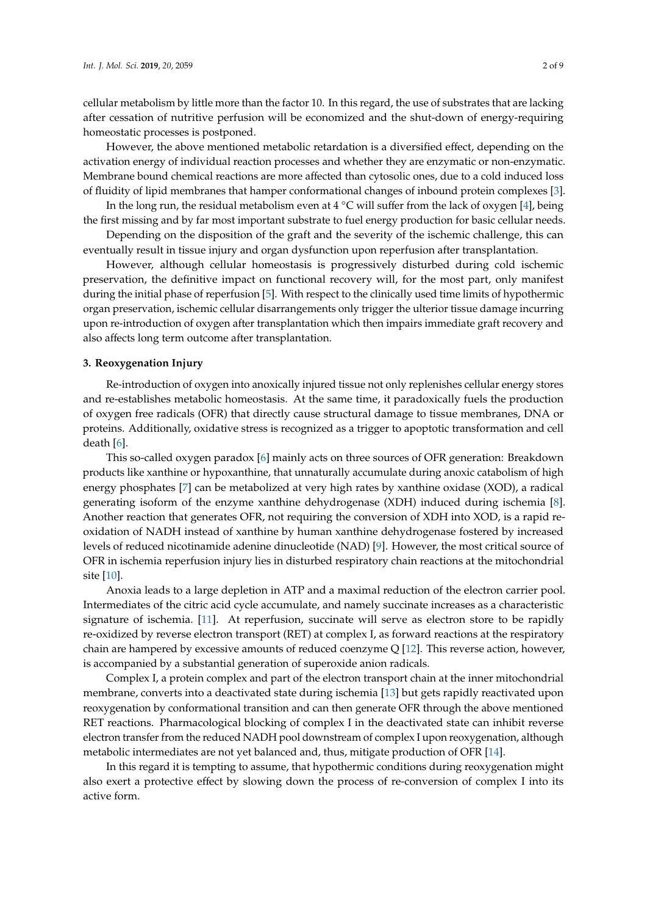cellular metabolism by little more than the factor 10. In this regard, the use of substrates that are lacking after cessation of nutritive perfusion will be economized and the shut-down of energy-requiring homeostatic processes is postponed.

However, the above mentioned metabolic retardation is a diversified effect, depending on the activation energy of individual reaction processes and whether they are enzymatic or non-enzymatic. Membrane bound chemical reactions are more affected than cytosolic ones, due to a cold induced loss of fluidity of lipid membranes that hamper conformational changes of inbound protein complexes [3].

In the long run, the residual metabolism even at 4 °C will suffer from the lack of oxygen [4], being the first missing and by far most important substrate to fuel energy production for basic cellular needs.

Depending on the disposition of the graft and the severity of the ischemic challenge, this can eventually result in tissue injury and organ dysfunction upon reperfusion after transplantation.

However, although cellular homeostasis is progressively disturbed during cold ischemic preservation, the definitive impact on functional recovery will, for the most part, only manifest during the initial phase of reperfusion [5]. With respect to the clinically used time limits of hypothermic organ preservation, ischemic cellular disarrangements only trigger the ulterior tissue damage incurring upon re-introduction of oxygen after transplantation which then impairs immediate graft recovery and also affects long term outcome after transplantation.

### 3. Reoxygenation Injury

Re-introduction of oxygen into anoxically injured tissue not only replenishes cellular energy stores and re-establishes metabolic homeostasis. At the same time, it paradoxically fuels the production of oxygen free radicals (OFR) that directly cause structural damage to tissue membranes, DNA or proteins. Additionally, oxidative stress is recognized as a trigger to apoptotic transformation and cell death [6].

This so-called oxygen paradox [6] mainly acts on three sources of OFR generation: Breakdown products like xanthine or hypoxanthine, that unnaturally accumulate during anoxic catabolism of high energy phosphates [7] can be metabolized at very high rates by xanthine oxidase (XOD), a radical generating isoform of the enzyme xanthine dehydrogenase (XDH) induced during ischemia [8]. Another reaction that generates OFR, not requiring the conversion of XDH into XOD, is a rapid re-oxidation of NADH instead of xanthine by human xanthine dehydrogenase fostered by increased levels of reduced nicotinamide adenine dinucleotide (NAD) [9]. However, the most critical source of OFR in ischemia reperfusion injury lies in disturbed respiratory chain reactions at the mitochondrial site [10].

Anoxia leads to a large depletion in ATP and a maximal reduction of the electron carrier pool. Intermediates of the citric acid cycle accumulate, and namely succinate increases as a characteristic signature of ischemia. [11]. At reperfusion, succinate will serve as electron store to be rapidly re-oxidized by reverse electron transport (RET) at complex I, as forward reactions at the respiratory chain are hampered by excessive amounts of reduced coenzyme Q [12]. This reverse action, however, is accompanied by a substantial generation of superoxide anion radicals.

Complex I, a protein complex and part of the electron transport chain at the inner mitochondrial membrane, converts into a deactivated state during ischemia [13] but gets rapidly reactivated upon reoxygenation by conformational transition and can then generate OFR through the above mentioned RET reactions. Pharmacological blocking of complex I in the deactivated state can inhibit reverse electron transfer from the reduced NADH pool downstream of complex I upon reoxygenation, although metabolic intermediates are not yet balanced and, thus, mitigate production of OFR [14].

In this regard it is tempting to assume, that hypothermic conditions during reoxygenation might also exert a protective effect by slowing down the process of re-conversion of complex I into its active form.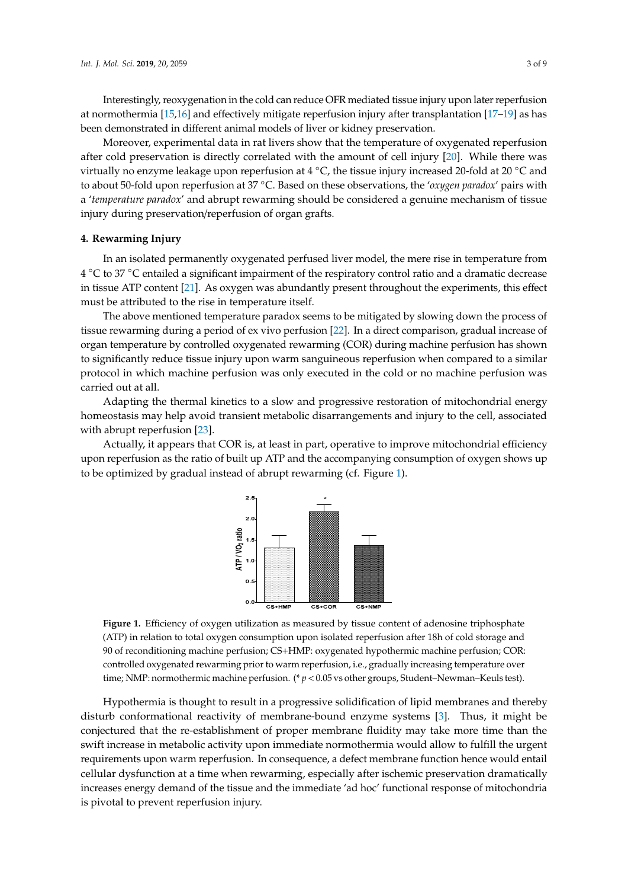Interestingly, reoxygenation in the cold can reduce OFR mediated tissue injury upon later reperfusion at normothermia [15,16] and effectively mitigate reperfusion injury after transplantation [17–19] as has been demonstrated in different animal models of liver or kidney preservation.

Moreover, experimental data in rat livers show that the temperature of oxygenated reperfusion after cold preservation is directly correlated with the amount of cell injury [20]. While there was virtually no enzyme leakage upon reperfusion at 4 °C, the tissue injury increased 20-fold at 20 °C and to about 50-fold upon reperfusion at 37 °C. Based on these observations, the '*oxygen paradox*' pairs with a '*temperature paradox*' and abrupt rewarming should be considered a genuine mechanism of tissue injury during preservation/reperfusion of organ grafts.

## 4. Rewarming Injury

In an isolated permanently oxygenated perfused liver model, the mere rise in temperature from 4 °C to 37 °C entailed a significant impairment of the respiratory control ratio and a dramatic decrease in tissue ATP content [21]. As oxygen was abundantly present throughout the experiments, this effect must be attributed to the rise in temperature itself.

The above mentioned temperature paradox seems to be mitigated by slowing down the process of tissue rewarming during a period of ex vivo perfusion [22]. In a direct comparison, gradual increase of organ temperature by controlled oxygenated rewarming (COR) during machine perfusion has shown to significantly reduce tissue injury upon warm sanguineous reperfusion when compared to a similar protocol in which machine perfusion was only executed in the cold or no machine perfusion was carried out at all.

Adapting the thermal kinetics to a slow and progressive restoration of mitochondrial energy homeostasis may help avoid transient metabolic disarrangements and injury to the cell, associated with abrupt reperfusion [23].

Actually, it appears that COR is, at least in part, operative to improve mitochondrial efficiency upon reperfusion as the ratio of built up ATP and the accompanying consumption of oxygen shows up to be optimized by gradual instead of abrupt rewarming (cf. Figure 1).

**Figure 1.** Efficiency of oxygen utilization as measured by tissue content of adenosine triphosphate (ATP) in relation to total oxygen consumption upon isolated reperfusion after 18h of cold storage and 90 of reconditioning machine perfusion; CS+HMP: oxygenated hypothermic machine perfusion; CS+HMP: oxygenated hypothermic machine perfusion; COR: controlled oxygenated rewarming prior to warm reperfusion, i.e., gradually increasing temperature over time; NMP: normothermic machine perfusion. (* $p < 0.05$ vs other groups, Student–Newman–Keuls test).

Hypothermia is thought to result in a progressive solidification of lipid membranes and thereby disturb conformational reactivity of membrane-bound enzyme systems [3]. Thus, it might be conjectured that the re-establishment of proper membrane fluidity may take more time than the swift increase in metabolic activity upon immediate normothermia would allow to fulfill the urgent requirements upon warm reperfusion. In consequence, a defect membrane function hence would entail cellular dysfunction at a time when rewarming, especially after ischemic preservation dramatically increases energy demand of the tissue and the immediate 'ad hoc' functional response of mitochondria is pivotal to prevent reperfusion injury.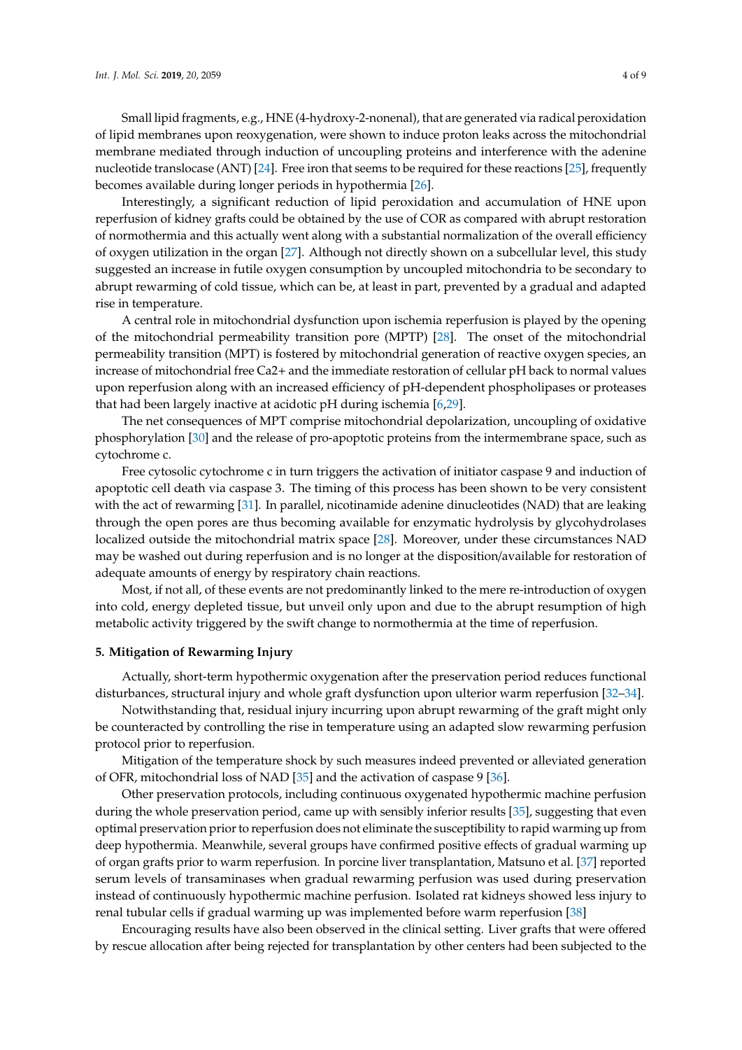Small lipid fragments, e.g., HNE (4-hydroxy-2-nonenal), that are generated via radical peroxidation of lipid membranes upon reoxygenation, were shown to induce proton leaks across the mitochondrial membrane mediated through induction of uncoupling proteins and interference with the adenine nucleotide translocase (ANT) [24]. Free iron that seems to be required for these reactions [25], frequently becomes available during longer periods in hypothermia [26].

Interestingly, a significant reduction of lipid peroxidation and accumulation of HNE upon reperfusion of kidney grafts could be obtained by the use of COR as compared with abrupt restoration of normothermia and this actually went along with a substantial normalization of the overall efficiency of oxygen utilization in the organ [27]. Although not directly shown on a subcellular level, this study suggested an increase in futile oxygen consumption by uncoupled mitochondria to be secondary to abrupt rewarming of cold tissue, which can be, at least in part, prevented by a gradual and adapted rise in temperature.

A central role in mitochondrial dysfunction upon ischemia reperfusion is played by the opening of the mitochondrial permeability transition pore (MPTP) [28]. The onset of the mitochondrial permeability transition (MPT) is fostered by mitochondrial generation of reactive oxygen species, an increase of mitochondrial free Ca2+ and the immediate restoration of cellular pH back to normal values upon reperfusion along with an increased efficiency of pH-dependent phospholipases or proteases that had been largely inactive at acidotic pH during ischemia [6,29].

The net consequences of MPT comprise mitochondrial depolarization, uncoupling of oxidative phosphorylation [30] and the release of pro-apoptotic proteins from the intermembrane space, such as cytochrome c.

Free cytosolic cytochrome c in turn triggers the activation of initiator caspase 9 and induction of apoptotic cell death via caspase 3. The timing of this process has been shown to be very consistent with the act of rewarming [31]. In parallel, nicotinamide adenine dinucleotides (NAD) that are leaking through the open pores are thus becoming available for enzymatic hydrolysis by glycohydrolases localized outside the mitochondrial matrix space [28]. Moreover, under these circumstances NAD may be washed out during reperfusion and is no longer at the disposition/available for restoration of adequate amounts of energy by respiratory chain reactions.

Most, if not all, of these events are not predominantly linked to the mere re-introduction of oxygen into cold, energy depleted tissue, but unveil only upon and due to the abrupt resumption of high metabolic activity triggered by the swift change to normothermia at the time of reperfusion.

## 5. Mitigation of Rewarming Injury

Actually, short-term hypothermic oxygenation after the preservation period reduces functional disturbances, structural injury and whole graft dysfunction upon ulterior warm reperfusion [32–34].

Notwithstanding that, residual injury incurring upon abrupt rewarming of the graft might only be counteracted by controlling the rise in temperature using an adapted slow rewarming perfusion protocol prior to reperfusion.

Mitigation of the temperature shock by such measures indeed prevented or alleviated generation of OFR, mitochondrial loss of NAD [35] and the activation of caspase 9 [36].

Other preservation protocols, including continuous oxygenated hypothermic machine perfusion during the whole preservation period, came up with sensibly inferior results [35], suggesting that even optimal preservation prior to reperfusion does not eliminate the susceptibility to rapid warming up from deep hypothermia. Meanwhile, several groups have confirmed positive effects of gradual warming up of organ grafts prior to warm reperfusion. In porcine liver transplantation, Matsuno et al. [37] reported serum levels of transaminases when gradual rewarming perfusion was used during preservation instead of continuously hypothermic machine perfusion. Isolated rat kidneys showed less injury to renal tubular cells if gradual warming up was implemented before warm reperfusion [38]

Encouraging results have also been observed in the clinical setting. Liver grafts that were offered by rescue allocation after being rejected for transplantation by other centers had been subjected to the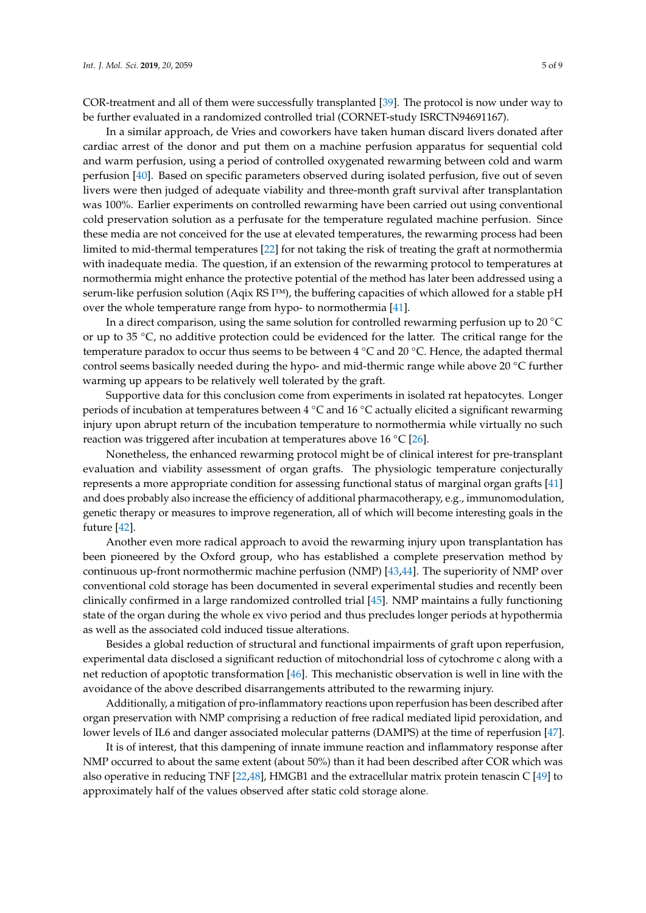COR-treatment and all of them were successfully transplanted [39]. The protocol is now under way to be further evaluated in a randomized controlled trial (CORNET-study ISRCTN94691167).

In a similar approach, de Vries and coworkers have taken human discard livers donated after cardiac arrest of the donor and put them on a machine perfusion apparatus for sequential cold and warm perfusion, using a period of controlled oxygenated rewarming between cold and warm perfusion [40]. Based on specific parameters observed during isolated perfusion, five out of seven livers were then judged of adequate viability and three-month graft survival after transplantation was 100%. Earlier experiments on controlled rewarming have been carried out using conventional cold preservation solution as a perfusate for the temperature regulated machine perfusion. Since these media are not conceived for the use at elevated temperatures, the rewarming process had been limited to mid-thermal temperatures [22] for not taking the risk of treating the graft at normothermia with inadequate media. The question, if an extension of the rewarming protocol to temperatures at normothermia might enhance the protective potential of the method has later been addressed using a serum-like perfusion solution (Aqix RS I™), the buffering capacities of which allowed for a stable pH over the whole temperature range from hypo- to normothermia [41].

In a direct comparison, using the same solution for controlled rewarming perfusion up to 20 °C or up to 35 °C, no additive protection could be evidenced for the latter. The critical range for the temperature paradox to occur thus seems to be between 4 °C and 20 °C. Hence, the adapted thermal control seems basically needed during the hypo- and mid-thermic range while above 20 °C further warming up appears to be relatively well tolerated by the graft.

Supportive data for this conclusion come from experiments in isolated rat hepatocytes. Longer periods of incubation at temperatures between 4 °C and 16 °C actually elicited a significant rewarming injury upon abrupt return of the incubation temperature to normothermia while virtually no such reaction was triggered after incubation at temperatures above 16 °C [26].

Nonetheless, the enhanced rewarming protocol might be of clinical interest for pre-transplant evaluation and viability assessment of organ grafts. The physiologic temperature conjecturally represents a more appropriate condition for assessing functional status of marginal organ grafts [41] and does probably also increase the efficiency of additional pharmacotherapy, e.g., immunomodulation, genetic therapy or measures to improve regeneration, all of which will become interesting goals in the future [42].

Another even more radical approach to avoid the rewarming injury upon transplantation has been pioneered by the Oxford group, who has established a complete preservation method by continuous up-front normothermic machine perfusion (NMP) [43,44]. The superiority of NMP over conventional cold storage has been documented in several experimental studies and recently been clinically confirmed in a large randomized controlled trial [45]. NMP maintains a fully functioning state of the organ during the whole ex vivo period and thus precludes longer periods at hypothermia as well as the associated cold induced tissue alterations.

Besides a global reduction of structural and functional impairments of graft upon reperfusion, experimental data disclosed a significant reduction of mitochondrial loss of cytochrome c along with a net reduction of apoptotic transformation [46]. This mechanistic observation is well in line with the avoidance of the above described disarrangements attributed to the rewarming injury.

Additionally, a mitigation of pro-inflammatory reactions upon reperfusion has been described after organ preservation with NMP comprising a reduction of free radical mediated lipid peroxidation, and lower levels of IL6 and danger associated molecular patterns (DAMPS) at the time of reperfusion [47].

It is of interest, that this dampening of innate immune reaction and inflammatory response after NMP occurred to about the same extent (about 50%) than it had been described after COR which was also operative in reducing TNF [22,48], HMGB1 and the extracellular matrix protein tenascin C [49] to approximately half of the values observed after static cold storage alone.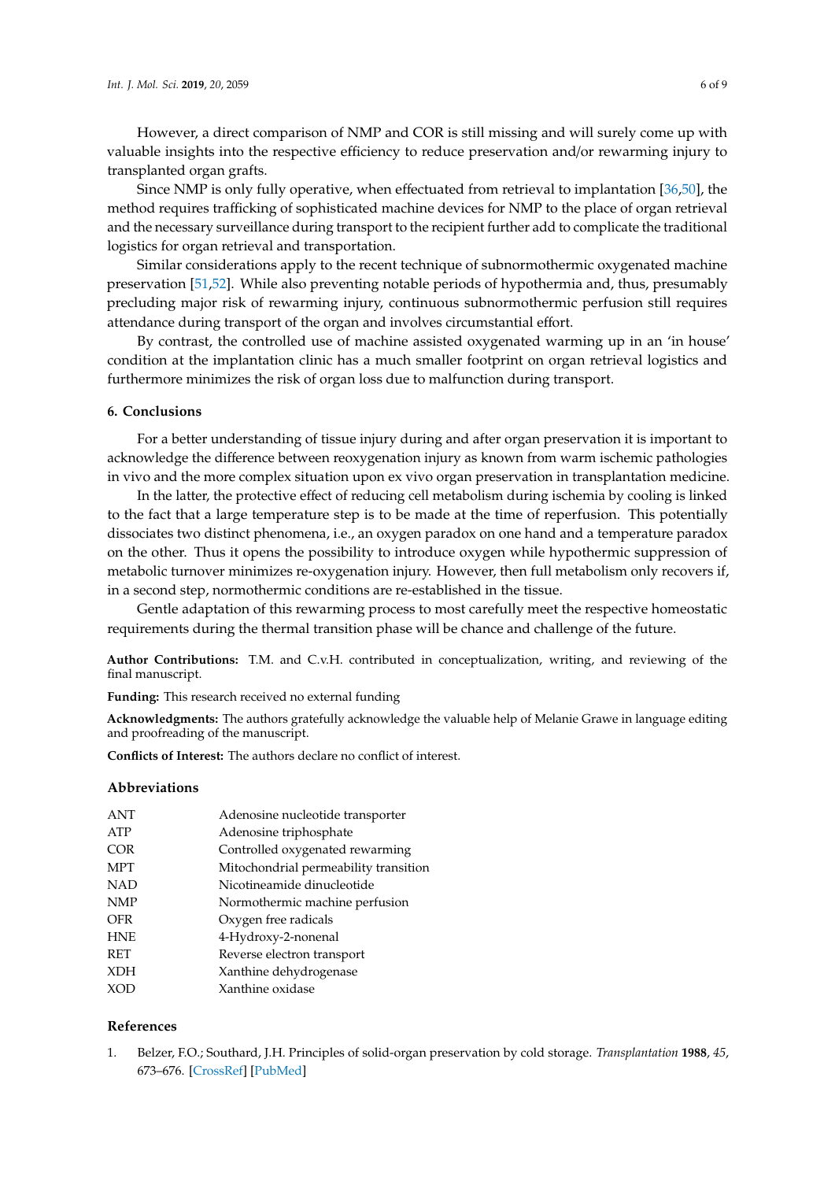However, a direct comparison of NMP and COR is still missing and will surely come up with valuable insights into the respective efficiency to reduce preservation and/or rewarming injury to transplanted organ grafts.

Since NMP is only fully operative, when effectuated from retrieval to implantation [36,50], the method requires trafficking of sophisticated machine devices for NMP to the place of organ retrieval and the necessary surveillance during transport to the recipient further add to complicate the traditional logistics for organ retrieval and transportation.

Similar considerations apply to the recent technique of subnormothermic oxygenated machine preservation [51,52]. While also preventing notable periods of hypothermia and, thus, presumably precluding major risk of rewarming injury, continuous subnormothermic perfusion still requires attendance during transport of the organ and involves circumstantial effort.

By contrast, the controlled use of machine assisted oxygenated warming up in an 'in house' condition at the implantation clinic has a much smaller footprint on organ retrieval logistics and furthermore minimizes the risk of organ loss due to malfunction during transport.

## 6. Conclusions

For a better understanding of tissue injury during and after organ preservation it is important to acknowledge the difference between reoxygenation injury as known from warm ischemic pathologies in vivo and the more complex situation upon ex vivo organ preservation in transplantation medicine.

In the latter, the protective effect of reducing cell metabolism during ischemia by cooling is linked to the fact that a large temperature step is to be made at the time of reperfusion. This potentially dissociates two distinct phenomena, i.e., an oxygen paradox on one hand and a temperature paradox on the other. Thus it opens the possibility to introduce oxygen while hypothermic suppression of metabolic turnover minimizes re-oxygenation injury. However, then full metabolism only recovers if, in a second step, normothermic conditions are re-established in the tissue.

Gentle adaptation of this rewarming process to most carefully meet the respective homeostatic requirements during the thermal transition phase will be chance and challenge of the future.

**Author Contributions:** T.M. and C.v.H. contributed in conceptualization, writing, and reviewing of the final manuscript.

**Funding:** This research received no external funding

**Acknowledgments:** The authors gratefully acknowledge the valuable help of Melanie Grawe in language editing and proofreading of the manuscript.

**Conflicts of Interest:** The authors declare no conflict of interest.

## Abbreviations

| | |
|---|---|
| ANT | Adenosine nucleotide transporter |
| ATP | Adenosine triphosphate |
| COR | Controlled oxygenated rewarming |
| MPT | Mitochondrial permeability transition |
| NAD | Nicotineamide dinucleotide |
| NMP | Normothermic machine perfusion |
| OFR | Oxygen free radicals |
| HNE | 4-Hydroxy-2-nonenal |
| RET | Reverse electron transport |
| XDH | Xanthine dehydrogenase |
| XOD | Xanthine oxidase |

## References

1. Belzer, F.O.; Southard, J.H. Principles of solid-organ preservation by cold storage. *Transplantation* **1988**, *45*, 673–676. [CrossRef] [PubMed]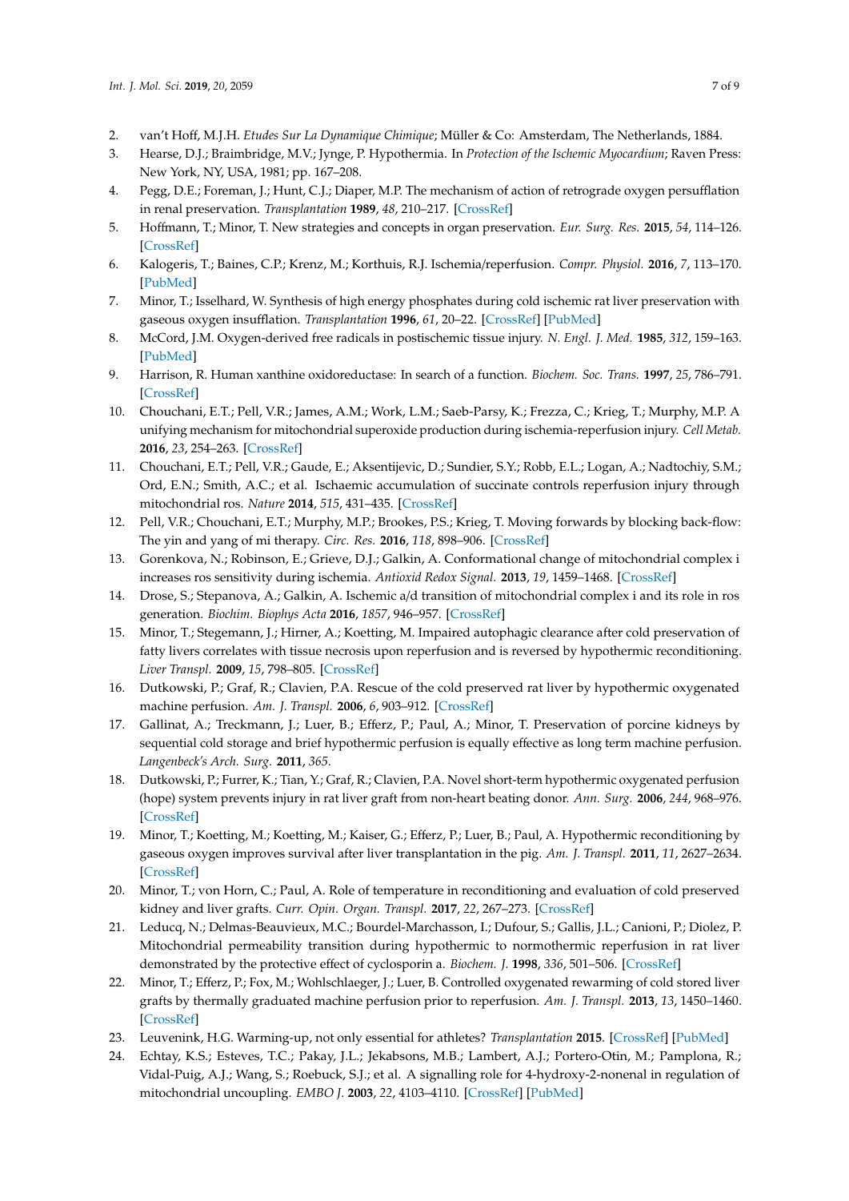2. van't Hoff, M.J.H. *Etudes Sur La Dynamique Chimique*; Müller & Co: Amsterdam, The Netherlands, 1884.
3. Hearse, D.J.; Braimbridge, M.V.; Jynge, P. Hypothermia. In *Protection of the Ischemic Myocardium*; Raven Press: New York, NY, USA, 1981; pp. 167–208.
4. Pegg, D.E.; Foreman, J.; Hunt, C.J.; Diaper, M.P. The mechanism of action of retrograde oxygen persufflation in renal preservation. *Transplantation* **1989**, *48*, 210–217. [CrossRef]
5. Hoffmann, T.; Minor, T. New strategies and concepts in organ preservation. *Eur. Surg. Res.* **2015**, *54*, 114–126. [CrossRef]
6. Kalogeris, T.; Baines, C.P.; Krenz, M.; Korthuis, R.J. Ischemia/reperfusion. *Compr. Physiol.* **2016**, *7*, 113–170. [PubMed]
7. Minor, T.; Isselhard, W. Synthesis of high energy phosphates during cold ischemic rat liver preservation with gaseous oxygen insufflation. *Transplantation* **1996**, *61*, 20–22. [CrossRef] [PubMed]
8. McCord, J.M. Oxygen-derived free radicals in postischemic tissue injury. *N. Engl. J. Med.* **1985**, *312*, 159–163. [PubMed]
9. Harrison, R. Human xanthine oxidoreductase: In search of a function. *Biochem. Soc. Trans.* **1997**, *25*, 786–791. [CrossRef]
10. Chouchani, E.T.; Pell, V.R.; James, A.M.; Work, L.M.; Saeb-Parsy, K.; Frezza, C.; Krieg, T.; Murphy, M.P. A unifying mechanism for mitochondrial superoxide production during ischemia-reperfusion injury. *Cell Metab.* **2016**, *23*, 254–263. [CrossRef]
11. Chouchani, E.T.; Pell, V.R.; Gaude, E.; Aksentijevic, D.; Sundier, S.Y.; Robb, E.L.; Logan, A.; Nadtochiy, S.M.; Ord, E.N.; Smith, A.C.; et al. Ischaemic accumulation of succinate controls reperfusion injury through mitochondrial ros. *Nature* **2014**, *515*, 431–435. [CrossRef]
12. Pell, V.R.; Chouchani, E.T.; Murphy, M.P.; Brookes, P.S.; Krieg, T. Moving forwards by blocking back-flow: The yin and yang of mi therapy. *Circ. Res.* **2016**, *118*, 898–906. [CrossRef]
13. Gorenkova, N.; Robinson, E.; Grieve, D.J.; Galkin, A. Conformational change of mitochondrial complex i increases ros sensitivity during ischemia. *Antioxid Redox Signal.* **2013**, *19*, 1459–1468. [CrossRef]
14. Drose, S.; Stepanova, A.; Galkin, A. Ischemic a/d transition of mitochondrial complex i and its role in ros generation. *Biochim. Biophys Acta* **2016**, *1857*, 946–957. [CrossRef]
15. Minor, T.; Stegemann, J.; Hirner, A.; Koetting, M. Impaired autophagic clearance after cold preservation of fatty livers correlates with tissue necrosis upon reperfusion and is reversed by hypothermic reconditioning. *Liver Transpl.* **2009**, *15*, 798–805. [CrossRef]
16. Dutkowski, P.; Graf, R.; Clavien, P.A. Rescue of the cold preserved rat liver by hypothermic oxygenated machine perfusion. *Am. J. Transpl.* **2006**, *6*, 903–912. [CrossRef]
17. Gallinat, A.; Treckmann, J.; Luer, B.; Efferz, P.; Paul, A.; Minor, T. Preservation of porcine kidneys by sequential cold storage and brief hypothermic perfusion is equally effective as long term machine perfusion. *Langenbeck's Arch. Surg.* **2011**, *365*.
18. Dutkowski, P.; Furrer, K.; Tian, Y.; Graf, R.; Clavien, P.A. Novel short-term hypothermic oxygenated perfusion (hope) system prevents injury in rat liver graft from non-heart beating donor. *Ann. Surg.* **2006**, *244*, 968–976. [CrossRef]
19. Minor, T.; Koetting, M.; Koetting, M.; Kaiser, G.; Efferz, P.; Luer, B.; Paul, A. Hypothermic reconditioning by gaseous oxygen improves survival after liver transplantation in the pig. *Am. J. Transpl.* **2011**, *11*, 2627–2634. [CrossRef]
20. Minor, T.; von Horn, C.; Paul, A. Role of temperature in reconditioning and evaluation of cold preserved kidney and liver grafts. *Curr. Opin. Organ. Transpl.* **2017**, *22*, 267–273. [CrossRef]
21. Leducq, N.; Delmas-Beauvieux, M.C.; Bourdel-Marchasson, I.; Dufour, S.; Gallis, J.L.; Canioni, P.; Diolez, P. Mitochondrial permeability transition during hypothermic to normothermic reperfusion in rat liver demonstrated by the protective effect of cyclosporin a. *Biochem. J.* **1998**, *336*, 501–506. [CrossRef]
22. Minor, T.; Efferz, P.; Fox, M.; Wohlschlaeger, J.; Luer, B. Controlled oxygenated rewarming of cold stored liver grafts by thermally graduated machine perfusion prior to reperfusion. *Am. J. Transpl.* **2013**, *13*, 1450–1460. [CrossRef]
23. Leuvenink, H.G. Warming-up, not only essential for athletes? *Transplantation* **2015**. [CrossRef] [PubMed]
24. Echtay, K.S.; Esteves, T.C.; Pakay, J.L.; Jekabsons, M.B.; Lambert, A.J.; Portero-Otin, M.; Pamplona, R.; Vidal-Puig, A.J.; Wang, S.; Roebuck, S.J.; et al. A signalling role for 4-hydroxy-2-nonenal in regulation of mitochondrial uncoupling. *EMBO J.* **2003**, *22*, 4103–4110. [CrossRef] [PubMed]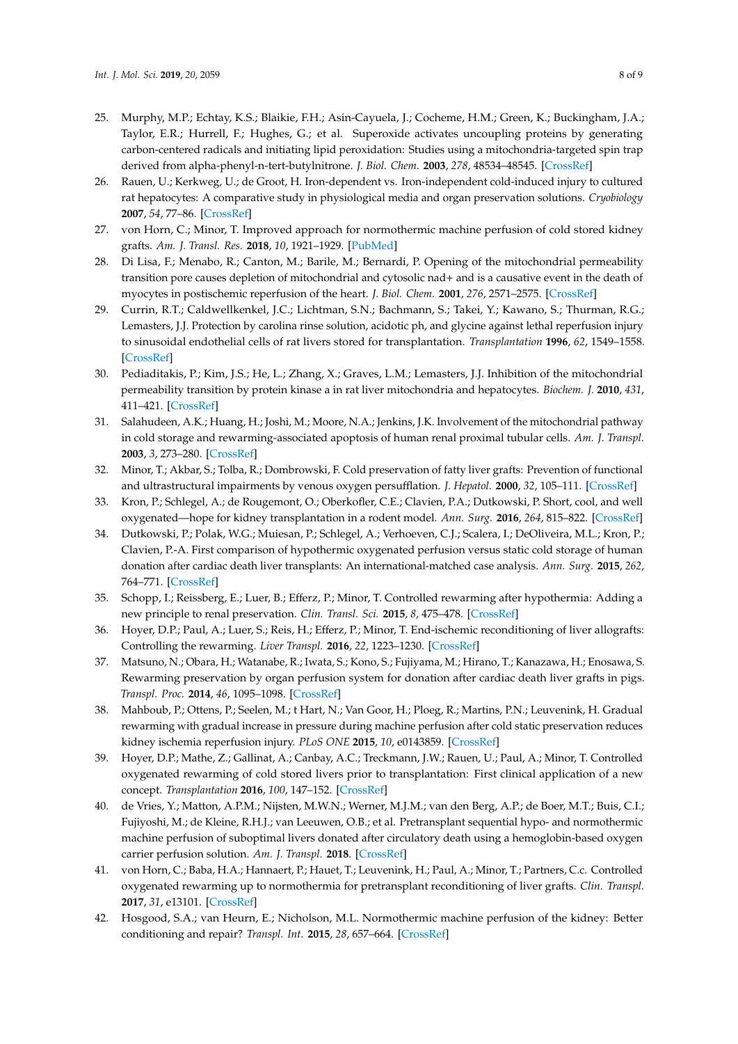25. Murphy, M.P.; Echtay, K.S.; Blaikie, F.H.; Asin-Cayuela, J.; Cocheme, H.M.; Green, K.; Buckingham, J.A.; Taylor, E.R.; Hurrell, F.; Hughes, G.; et al. Superoxide activates uncoupling proteins by generating carbon-centered radicals and initiating lipid peroxidation: Studies using a mitochondria-targeted spin trap derived from alpha-phenyl-n-tert-butylnitrone. *J. Biol. Chem.* **2003**, *278*, 48534–48545. [CrossRef]
26. Rauen, U.; Kerkweg, U.; de Groot, H. Iron-dependent vs. Iron-independent cold-induced injury to cultured rat hepatocytes: A comparative study in physiological media and organ preservation solutions. *Cryobiology* **2007**, *54*, 77–86. [CrossRef]
27. von Horn, C.; Minor, T. Improved approach for normothermic machine perfusion of cold stored kidney grafts. *Am. J. Transl. Res.* **2018**, *10*, 1921–1929. [PubMed]
28. Di Lisa, F.; Menabo, R.; Canton, M.; Barile, M.; Bernardi, P. Opening of the mitochondrial permeability transition pore causes depletion of mitochondrial and cytosolic nad+ and is a causative event in the death of myocytes in postischemic reperfusion of the heart. *J. Biol. Chem.* **2001**, *276*, 2571–2575. [CrossRef]
29. Currin, R.T.; Caldwellkenkel, J.C.; Lichtman, S.N.; Bachmann, S.; Takei, Y.; Kawano, S.; Thurman, R.G.; Lemasters, J.J. Protection by carolina rinse solution, acidotic ph, and glycine against lethal reperfusion injury to sinusoidal endothelial cells of rat livers stored for transplantation. *Transplantation* **1996**, *62*, 1549–1558. [CrossRef]
30. Pediaditakis, P.; Kim, J.S.; He, L.; Zhang, X.; Graves, L.M.; Lemasters, J.J. Inhibition of the mitochondrial permeability transition by protein kinase a in rat liver mitochondria and hepatocytes. *Biochem. J.* **2010**, *431*, 411–421. [CrossRef]
31. Salahudeen, A.K.; Huang, H.; Joshi, M.; Moore, N.A.; Jenkins, J.K. Involvement of the mitochondrial pathway in cold storage and rewarming-associated apoptosis of human renal proximal tubular cells. *Am. J. Transpl.* **2003**, *3*, 273–280. [CrossRef]
32. Minor, T.; Akbar, S.; Tolba, R.; Dombrowski, F. Cold preservation of fatty liver grafts: Prevention of functional and ultrastructural impairments by venous oxygen persufflation. *J. Hepatol.* **2000**, *32*, 105–111. [CrossRef]
33. Kron, P.; Schlegel, A.; de Rougemont, O.; Oberkofler, C.E.; Clavien, P.A.; Dutkowski, P. Short, cool, and well oxygenated—hope for kidney transplantation in a rodent model. *Ann. Surg.* **2016**, *264*, 815–822. [CrossRef]
34. Dutkowski, P.; Polak, W.G.; Muiesan, P.; Schlegel, A.; Verhoeven, C.J.; Scalera, I.; DeOliveira, M.L.; Kron, P.; Clavien, P.-A. First comparison of hypothermic oxygenated perfusion versus static cold storage of human donation after cardiac death liver transplants: An international-matched case analysis. *Ann. Surg.* **2015**, *262*, 764–771. [CrossRef]
35. Schopp, I.; Reissberg, E.; Luer, B.; Efferz, P.; Minor, T. Controlled rewarming after hypothermia: Adding a new principle to renal preservation. *Clin. Transl. Sci.* **2015**, *8*, 475–478. [CrossRef]
36. Hoyer, D.P.; Paul, A.; Luer, S.; Reis, H.; Efferz, P.; Minor, T. End-ischemic reconditioning of liver allografts: Controlling the rewarming. *Liver Transpl.* **2016**, *22*, 1223–1230. [CrossRef]
37. Matsuno, N.; Obara, H.; Watanabe, R.; Iwata, S.; Kono, S.; Fujiyama, M.; Hirano, T.; Kanazawa, H.; Enosawa, S. Rewarming preservation by organ perfusion system for donation after cardiac death liver grafts in pigs. *Transpl. Proc.* **2014**, *46*, 1095–1098. [CrossRef]
38. Mahboub, P.; Ottens, P.; Seelen, M.; t Hart, N.; Van Goor, H.; Ploeg, R.; Martins, P.N.; Leuvenink, H. Gradual rewarming with gradual increase in pressure during machine perfusion after cold static preservation reduces kidney ischemia reperfusion injury. *PLoS ONE* **2015**, *10*, e0143859. [CrossRef]
39. Hoyer, D.P.; Mathe, Z.; Gallinat, A.; Canbay, A.C.; Treckmann, J.W.; Rauen, U.; Paul, A.; Minor, T. Controlled oxygenated rewarming of cold stored livers prior to transplantation: First clinical application of a new concept. *Transplantation* **2016**, *100*, 147–152. [CrossRef]
40. de Vries, Y.; Matton, A.P.M.; Nijsten, M.W.N.; Werner, M.J.M.; van den Berg, A.P.; de Boer, M.T.; Buis, C.I.; Fujiyoshi, M.; de Kleine, R.H.J.; van Leeuwen, O.B.; et al. Pretransplant sequential hypo- and normothermic machine perfusion of suboptimal livers donated after circulatory death using a hemoglobin-based oxygen carrier perfusion solution. *Am. J. Transpl.* **2018**. [CrossRef]
41. von Horn, C.; Baba, H.A.; Hannaert, P.; Hauet, T.; Leuvenink, H.; Paul, A.; Minor, T.; Partners, C.c. Controlled oxygenated rewarming up to normothermia for pretransplant reconditioning of liver grafts. *Clin. Transpl.* **2017**, *31*, e13101. [CrossRef]
42. Hosgood, S.A.; van Heurn, E.; Nicholson, M.L. Normothermic machine perfusion of the kidney: Better conditioning and repair? *Transpl. Int.* **2015**, *28*, 657–664. [CrossRef]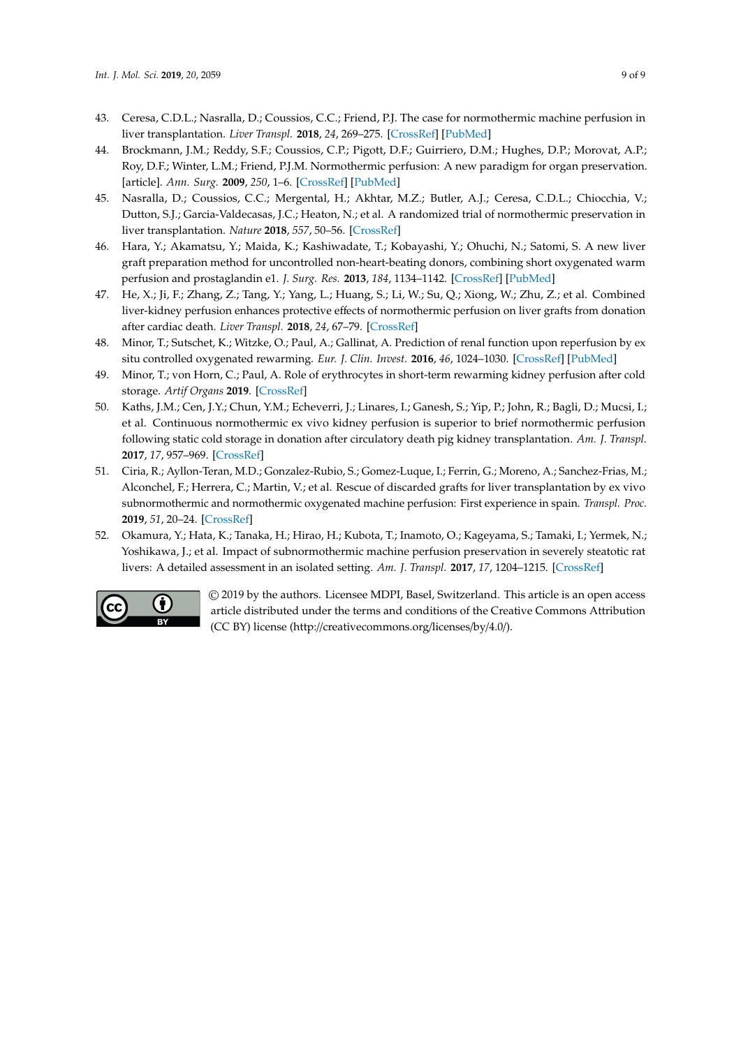43. Ceresa, C.D.L.; Nasralla, D.; Coussios, C.C.; Friend, P.J. The case for normothermic machine perfusion in liver transplantation. *Liver Transpl.* **2018**, *24*, 269–275. [CrossRef] [PubMed]
44. Brockmann, J.M.; Reddy, S.F.; Coussios, C.P.; Pigott, D.F.; Guirriero, D.M.; Hughes, D.P.; Morovat, A.P.; Roy, D.F.; Winter, L.M.; Friend, P.J.M. Normothermic perfusion: A new paradigm for organ preservation. [article]. *Ann. Surg.* **2009**, *250*, 1–6. [CrossRef] [PubMed]
45. Nasralla, D.; Coussios, C.C.; Mergental, H.; Akhtar, M.Z.; Butler, A.J.; Ceresa, C.D.L.; Chiocchia, V.; Dutton, S.J.; Garcia-Valdecasas, J.C.; Heaton, N.; et al. A randomized trial of normothermic preservation in liver transplantation. *Nature* **2018**, *557*, 50–56. [CrossRef]
46. Hara, Y.; Akamatsu, Y.; Maida, K.; Kashiwadate, T.; Kobayashi, Y.; Ohuchi, N.; Satomi, S. A new liver graft preparation method for uncontrolled non-heart-beating donors, combining short oxygenated warm perfusion and prostaglandin e1. *J. Surg. Res.* **2013**, *184*, 1134–1142. [CrossRef] [PubMed]
47. He, X.; Ji, F.; Zhang, Z.; Tang, Y.; Yang, L.; Huang, S.; Li, W.; Su, Q.; Xiong, W.; Zhu, Z.; et al. Combined liver-kidney perfusion enhances protective effects of normothermic perfusion on liver grafts from donation after cardiac death. *Liver Transpl.* **2018**, *24*, 67–79. [CrossRef]
48. Minor, T.; Sutschet, K.; Witzke, O.; Paul, A.; Gallinat, A. Prediction of renal function upon reperfusion by ex situ controlled oxygenated rewarming. *Eur. J. Clin. Invest.* **2016**, *46*, 1024–1030. [CrossRef] [PubMed]
49. Minor, T.; von Horn, C.; Paul, A. Role of erythrocytes in short-term rewarming kidney perfusion after cold storage. *Artif Organs* **2019**. [CrossRef]
50. Kaths, J.M.; Cen, J.Y.; Chun, Y.M.; Echeverri, J.; Linares, I.; Ganesh, S.; Yip, P.; John, R.; Bagli, D.; Mucsi, I.; et al. Continuous normothermic ex vivo kidney perfusion is superior to brief normothermic perfusion following static cold storage in donation after circulatory death pig kidney transplantation. *Am. J. Transpl.* **2017**, *17*, 957–969. [CrossRef]
51. Ciria, R.; Ayllon-Teran, M.D.; Gonzalez-Rubio, S.; Gomez-Luque, I.; Ferrin, G.; Moreno, A.; Sanchez-Frias, M.; Alconchel, F.; Herrera, C.; Martin, V.; et al. Rescue of discarded grafts for liver transplantation by ex vivo subnormothermic and normothermic oxygenated machine perfusion: First experience in spain. *Transpl. Proc.* **2019**, *51*, 20–24. [CrossRef]
52. Okamura, Y.; Hata, K.; Tanaka, H.; Hirao, H.; Kubota, T.; Inamoto, O.; Kageyama, S.; Tamaki, I.; Yermek, N.; Yoshikawa, J.; et al. Impact of subnormothermic machine perfusion preservation in severely steatotic rat livers: A detailed assessment in an isolated setting. *Am. J. Transpl.* **2017**, *17*, 1204–1215. [CrossRef]

© 2019 by the authors. Licensee MDPI, Basel, Switzerland. This article is an open access article distributed under the terms and conditions of the Creative Commons Attribution (CC BY) license (http://creativecommons.org/licenses/by/4.0/).